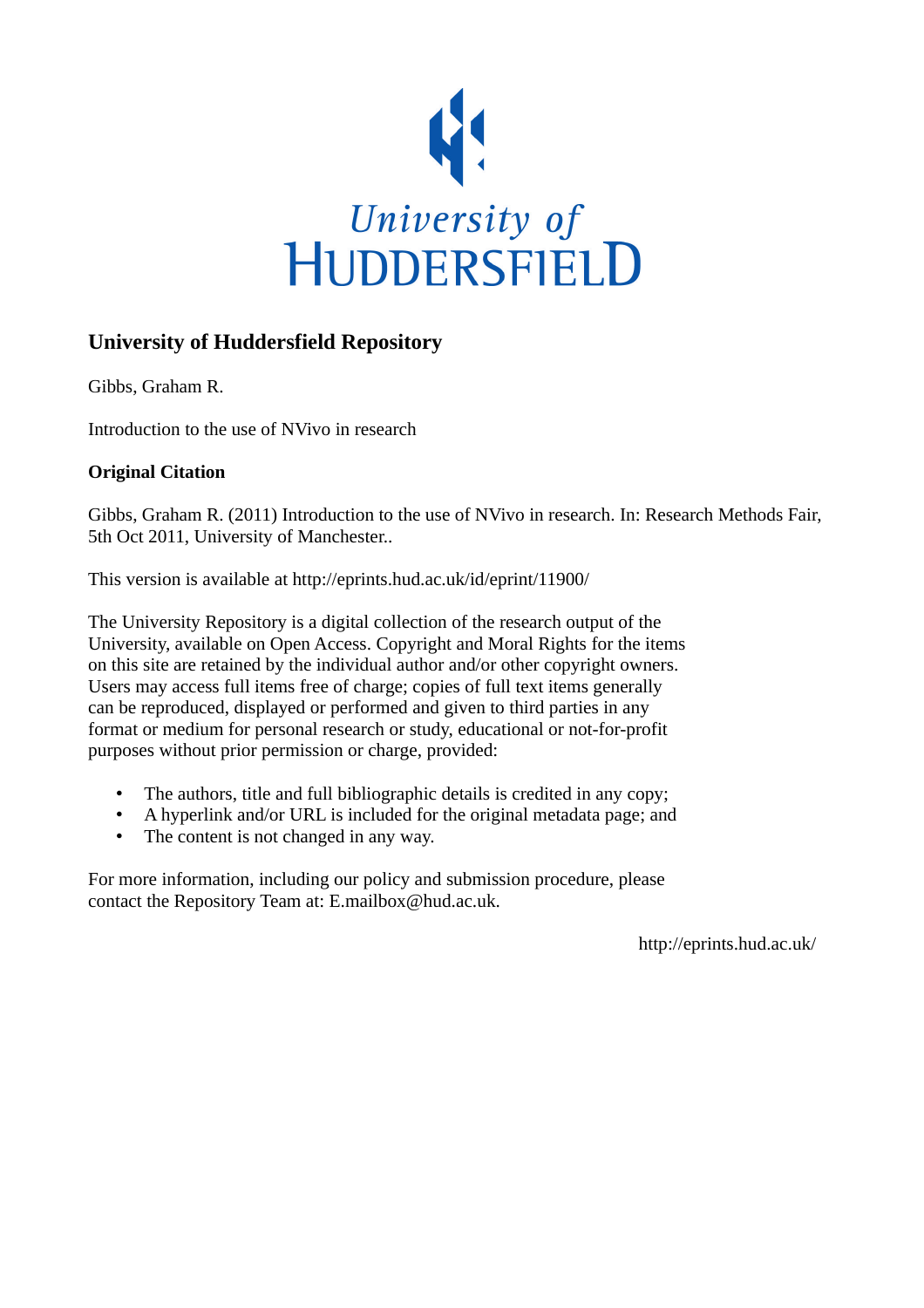University of HUDDERSFIELD

## University of Huddersfield Repository

Gibbs, Graham R.

Introduction to the use of NVivo in research

### Original Citation

Gibbs, Graham R. (2011) Introduction to the use of NVivo in research. In: Research Methods Fair, 5th Oct 2011, University of Manchester..

This version is available at http://eprints.hud.ac.uk/id/eprint/11900/

The University Repository is a digital collection of the research output of the University, available on Open Access. Copyright and Moral Rights for the items on this site are retained by the individual author and/or other copyright owners. Users may access full items free of charge; copies of full text items generally can be reproduced, displayed or performed and given to third parties in any format or medium for personal research or study, educational or not-for-profit purposes without prior permission or charge, provided:

- The authors, title and full bibliographic details is credited in any copy;
- A hyperlink and/or URL is included for the original metadata page; and
- The content is not changed in any way.

For more information, including our policy and submission procedure, please contact the Repository Team at: E.mailbox@hud.ac.uk.

http://eprints.hud.ac.uk/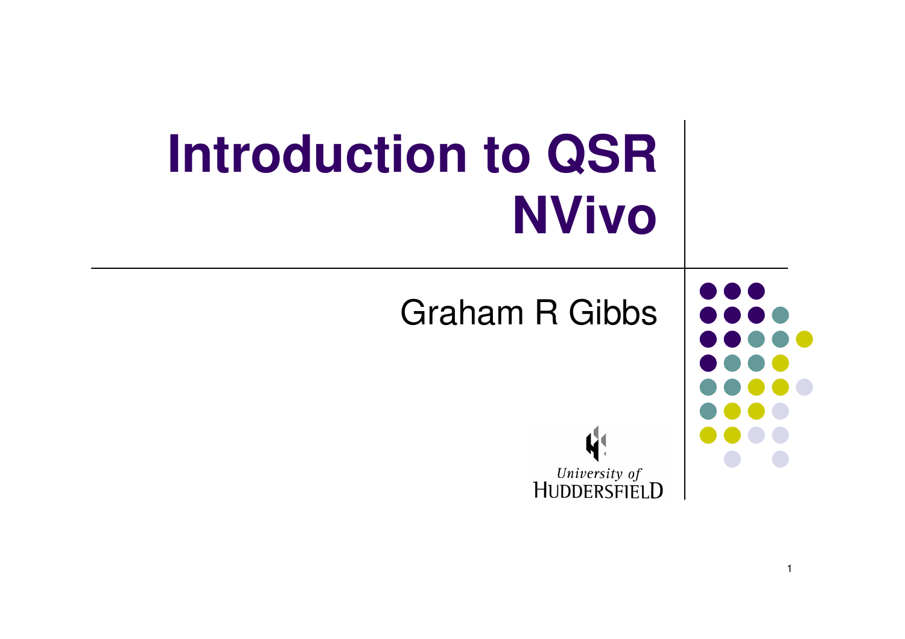# Introduction to QSR NVivo

Graham R Gibbs

University of HUDDERSFIELD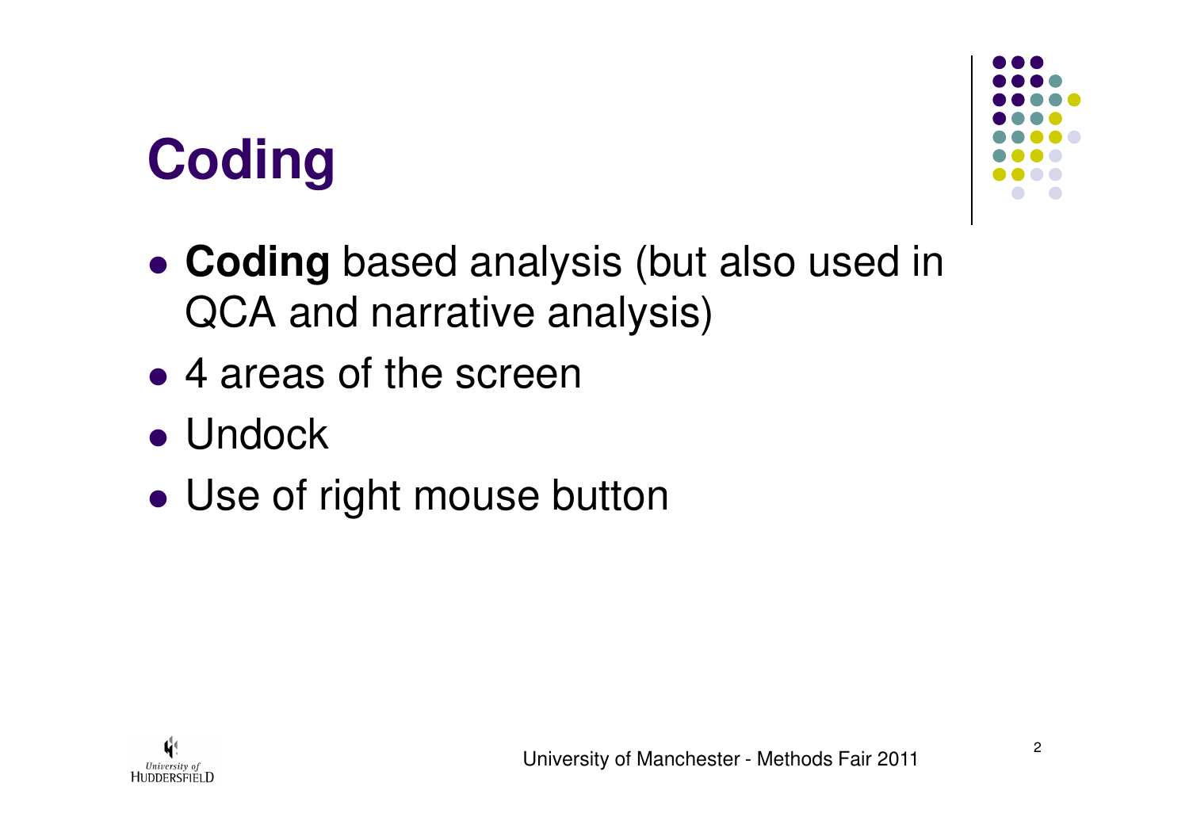# Coding

- **Coding** based analysis (but also used in QCA and narrative analysis)
- 4 areas of the screen
- Undock
- Use of right mouse button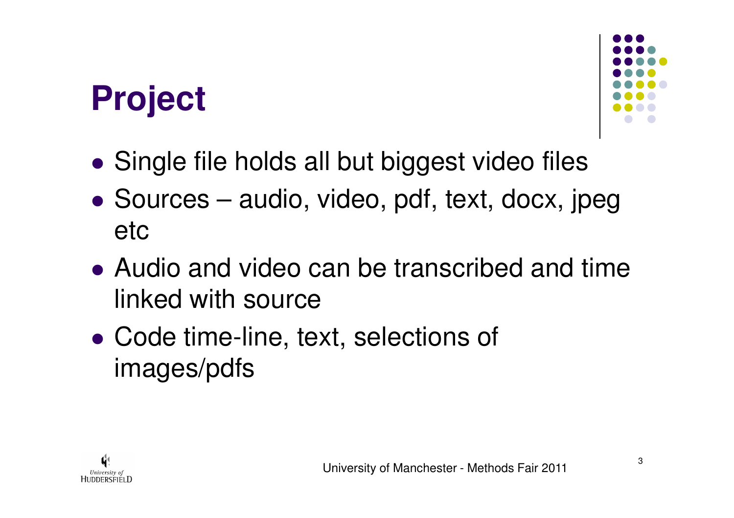# Project

- Single file holds all but biggest video files
- Sources – audio, video, pdf, text, docx, jpeg etc
- Audio and video can be transcribed and time linked with source
- Code time-line, text, selections of images/pdfs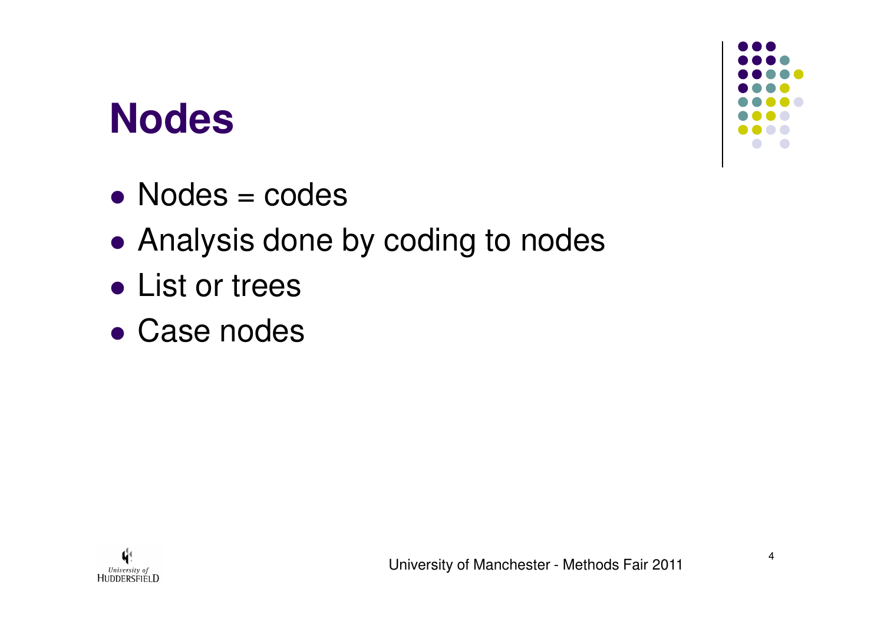# Nodes

- Nodes = codes
- Analysis done by coding to nodes
- List or trees
- Case nodes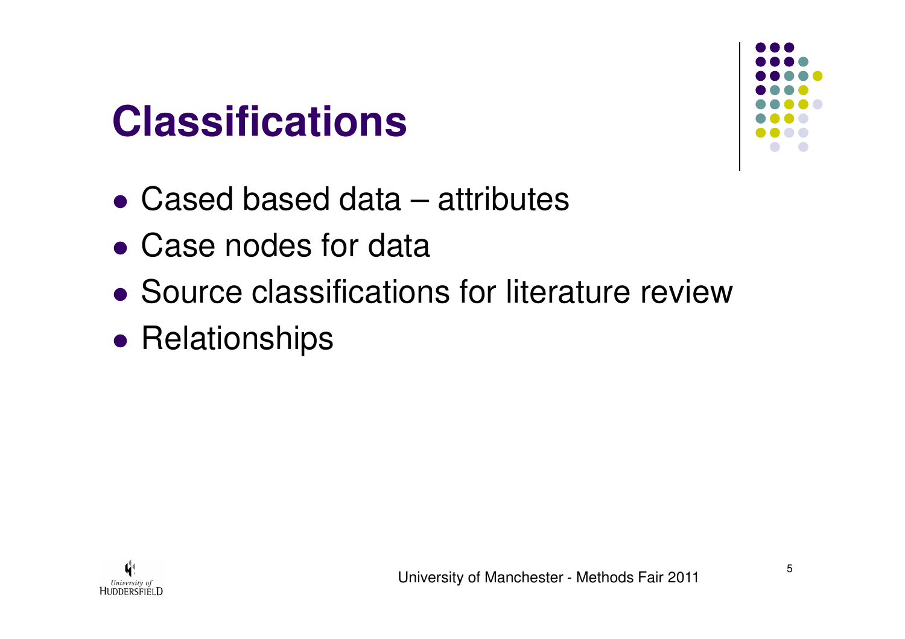# Classifications

- Cased based data – attributes
- Case nodes for data
- Source classifications for literature review
- Relationships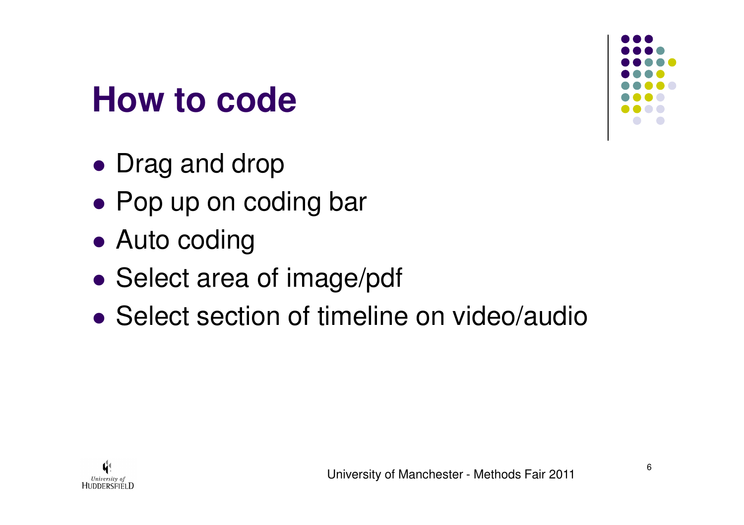# How to code

- Drag and drop
- Pop up on coding bar
- Auto coding
- Select area of image/pdf
- Select section of timeline on video/audio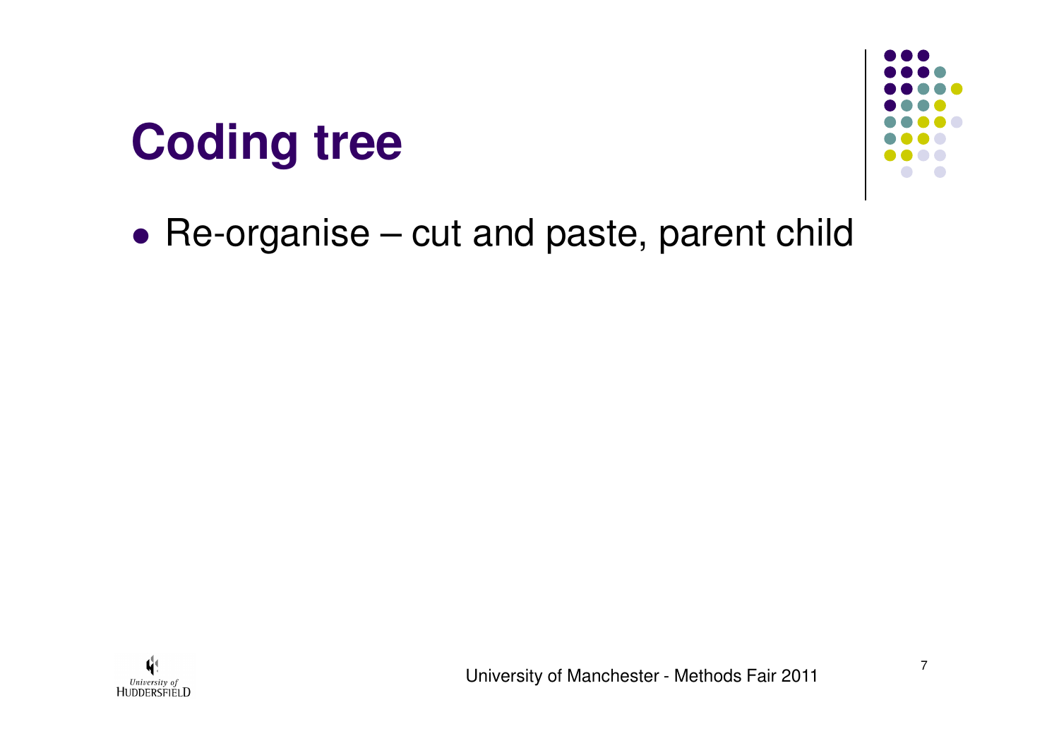# Coding tree

- Re-organise – cut and paste, parent child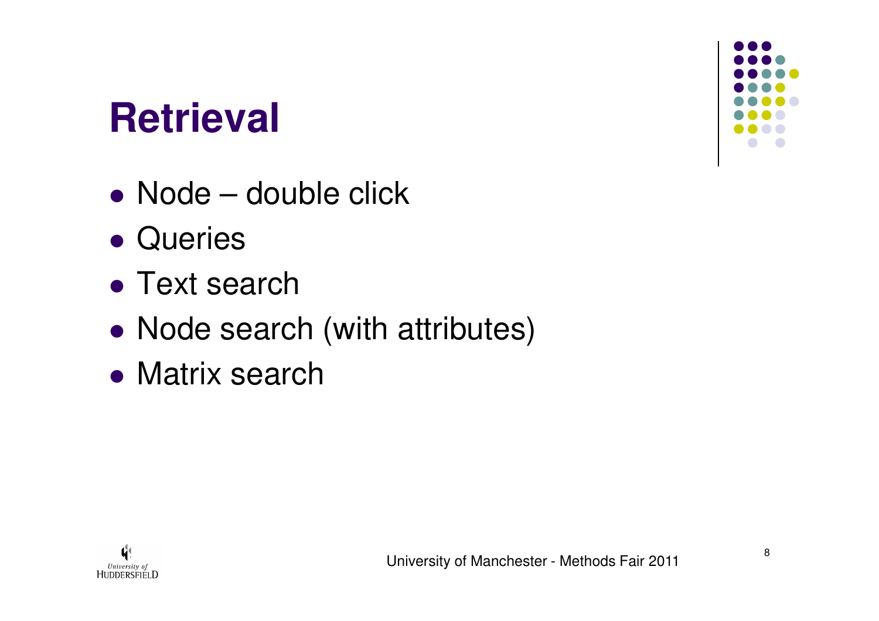# Retrieval

- Node – double click
- Queries
- Text search
- Node search (with attributes)
- Matrix search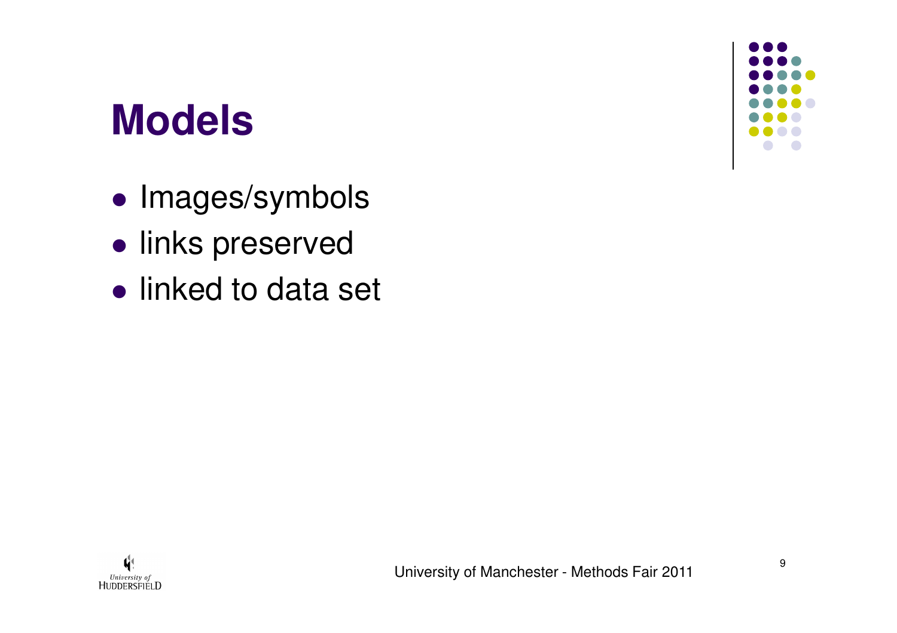# Models

- Images/symbols
- links preserved
- linked to data set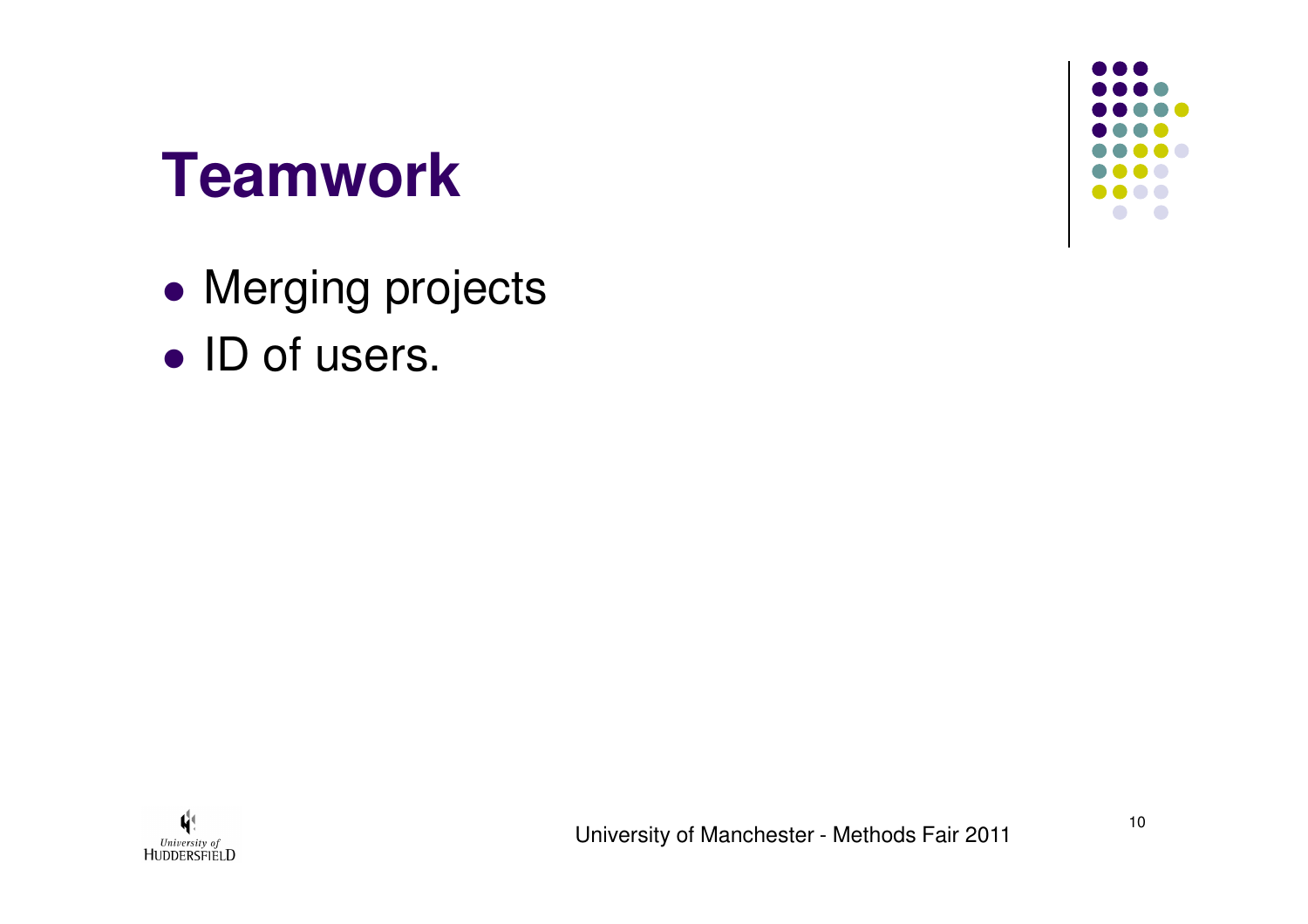# Teamwork

- Merging projects
- ID of users.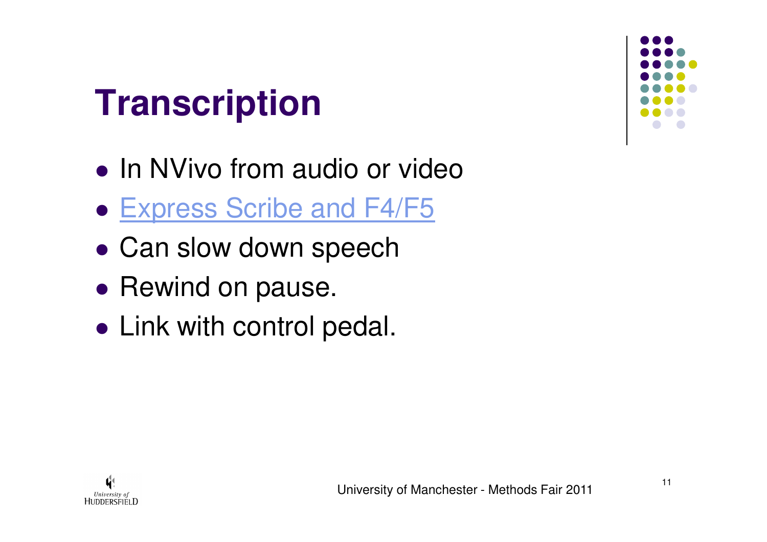# Transcription

- In NVivo from audio or video
- Express Scribe and F4/F5
- Can slow down speech
- Rewind on pause.
- Link with control pedal.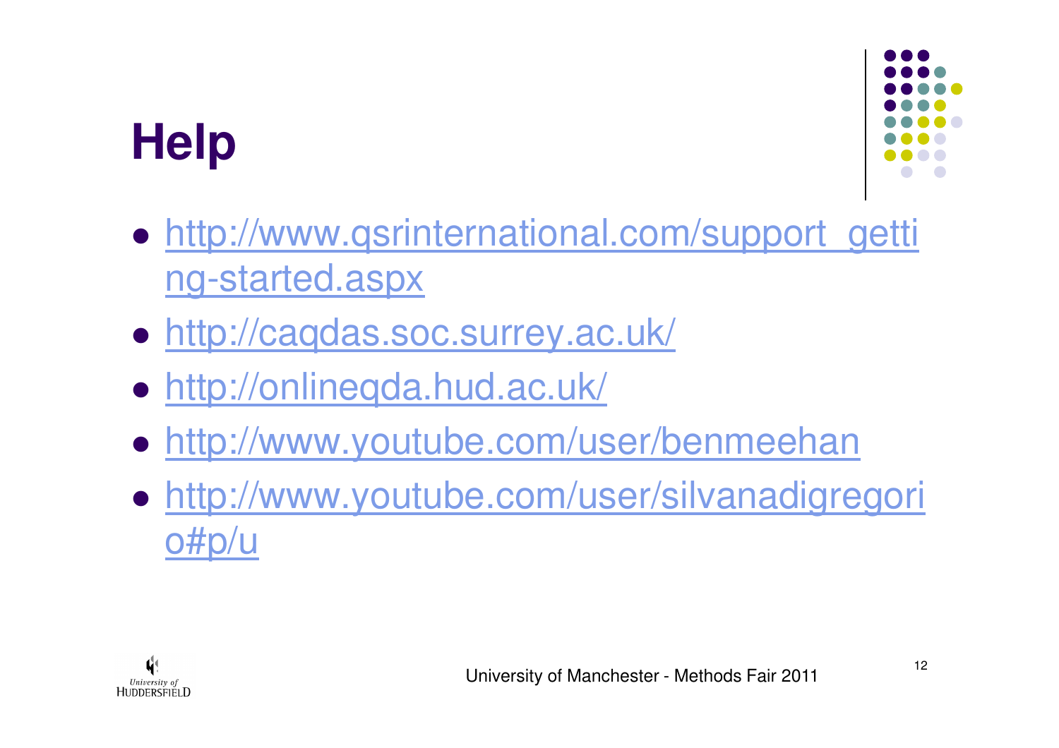# Help

- http://www.qsrinternational.com/support_getting-started.aspx
- http://caqdas.soc.surrey.ac.uk/
- http://onlineqda.hud.ac.uk/
- http://www.youtube.com/user/benmeehan
- http://www.youtube.com/user/silvanadigregorio#p/u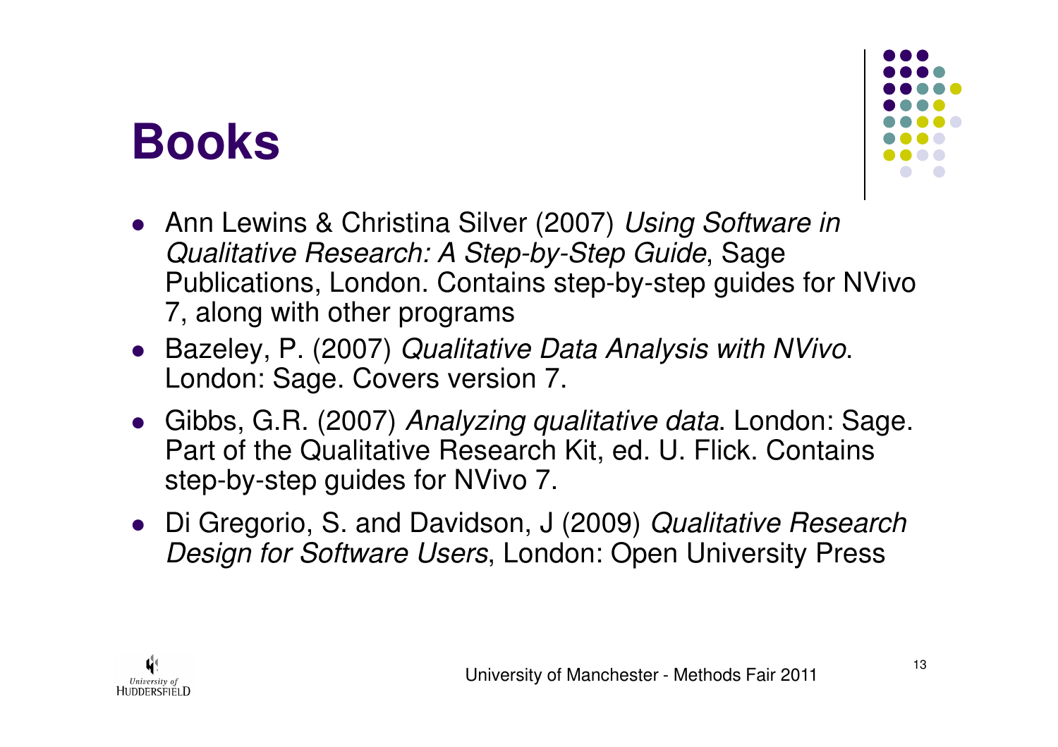# Books

- Ann Lewins & Christina Silver (2007) *Using Software in Qualitative Research: A Step-by-Step Guide*, Sage Publications, London. Contains step-by-step guides for NVivo 7, along with other programs
- Bazeley, P. (2007) *Qualitative Data Analysis with NVivo*. London: Sage. Covers version 7.
- Gibbs, G.R. (2007) *Analyzing qualitative data*. London: Sage. Part of the Qualitative Research Kit, ed. U. Flick. Contains step-by-step guides for NVivo 7.
- Di Gregorio, S. and Davidson, J (2009) *Qualitative Research Design for Software Users*, London: Open University Press